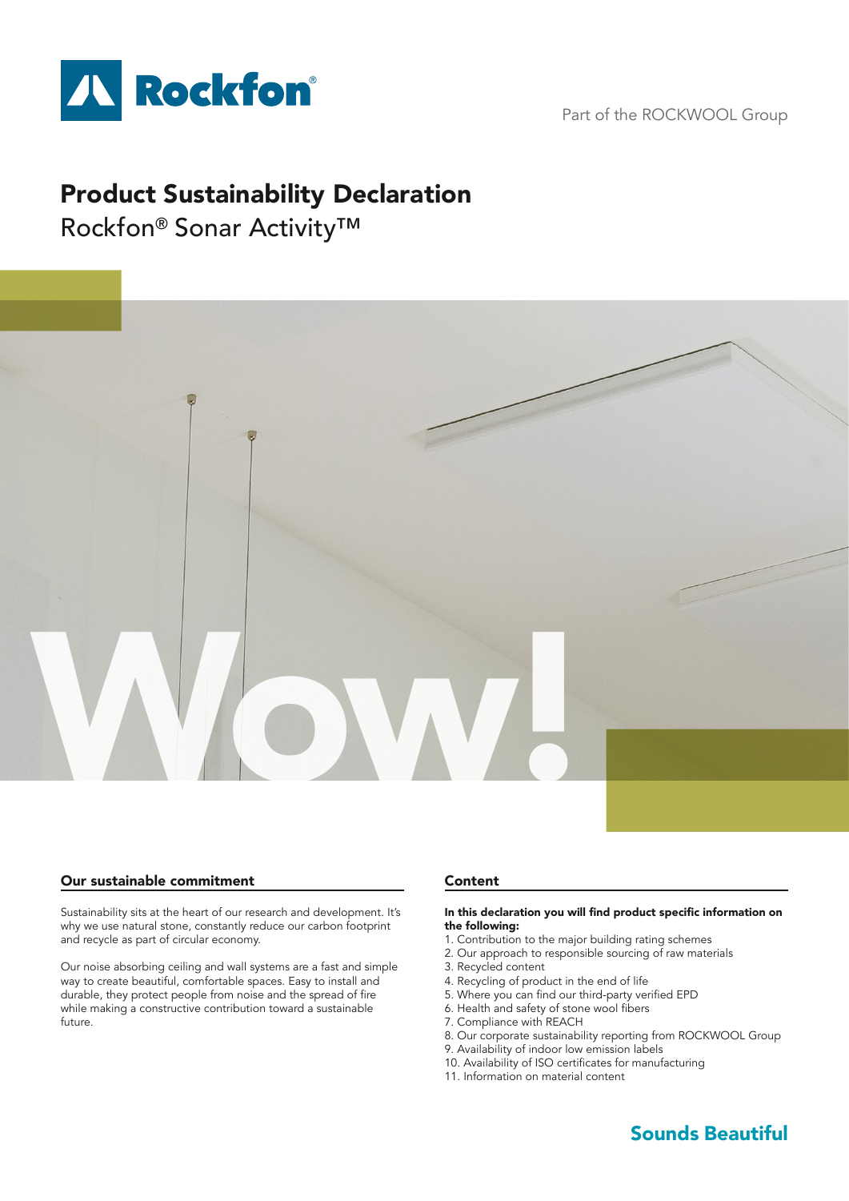Rockfon®

Part of the ROCKWOOL Group

# Product Sustainability Declaration

Rockfon® Sonar Activity™

Wow!

## Our sustainable commitment

Sustainability sits at the heart of our research and development. It's why we use natural stone, constantly reduce our carbon footprint and recycle as part of circular economy.

Our noise absorbing ceiling and wall systems are a fast and simple way to create beautiful, comfortable spaces. Easy to install and durable, they protect people from noise and the spread of fire while making a constructive contribution toward a sustainable future.

## Content

**In this declaration you will find product specific information on the following:**

1. Contribution to the major building rating schemes
2. Our approach to responsible sourcing of raw materials
3. Recycled content
4. Recycling of product in the end of life
5. Where you can find our third-party verified EPD
6. Health and safety of stone wool fibers
7. Compliance with REACH
8. Our corporate sustainability reporting from ROCKWOOL Group
9. Availability of indoor low emission labels
10. Availability of ISO certificates for manufacturing
11. Information on material content

**Sounds Beautiful**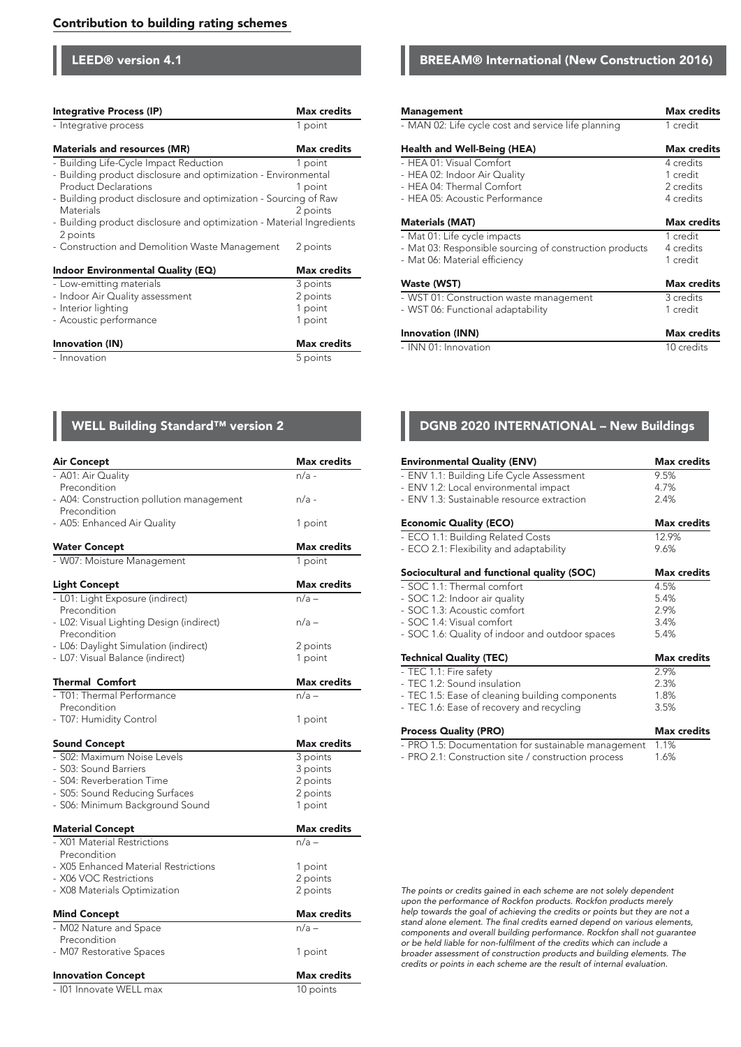## Contribution to building rating schemes

### LEED® version 4.1

| Integrative Process (IP) | Max credits |
|---|---|
| - Integrative process | 1 point |

| Materials and resources (MR) | Max credits |
|---|---|
| - Building Life-Cycle Impact Reduction | 1 point |
| - Building product disclosure and optimization - Environmental Product Declarations | 1 point |
| - Building product disclosure and optimization - Sourcing of Raw Materials | 2 points |
| - Building product disclosure and optimization - Material Ingredients | 2 points |
| - Construction and Demolition Waste Management | 2 points |

| Indoor Environmental Quality (EQ) | Max credits |
|---|---|
| - Low-emitting materials | 3 points |
| - Indoor Air Quality assessment | 2 points |
| - Interior lighting | 1 point |
| - Acoustic performance | 1 point |

| Innovation (IN) | Max credits |
|---|---|
| - Innovation | 5 points |

### BREEAM® International (New Construction 2016)

| Management | Max credits |
|---|---|
| - MAN 02: Life cycle cost and service life planning | 1 credit |

| Health and Well-Being (HEA) | Max credits |
|---|---|
| - HEA 01: Visual Comfort | 4 credits |
| - HEA 02: Indoor Air Quality | 1 credit |
| - HEA 04: Thermal Comfort | 2 credits |
| - HEA 05: Acoustic Performance | 4 credits |

| Materials (MAT) | Max credits |
|---|---|
| - Mat 01: Life cycle impacts | 1 credit |
| - Mat 03: Responsible sourcing of construction products | 4 credits |
| - Mat 06: Material efficiency | 1 credit |

| Waste (WST) | Max credits |
|---|---|
| - WST 01: Construction waste management | 3 credits |
| - WST 06: Functional adaptability | 1 credit |

| Innovation (INN) | Max credits |
|---|---|
| - INN 01: Innovation | 10 credits |

### WELL Building Standard™ version 2

| Air Concept | Max credits |
|---|---|
| - A01: Air Quality Precondition | n/a - |
| - A04: Construction pollution management Precondition | n/a - |
| - A05: Enhanced Air Quality | 1 point |

| Water Concept | Max credits |
|---|---|
| - W07: Moisture Management | 1 point |

| Light Concept | Max credits |
|---|---|
| - L01: Light Exposure (indirect) Precondition | n/a – |
| - L02: Visual Lighting Design (indirect) Precondition | n/a – |
| - L06: Daylight Simulation (indirect) | 2 points |
| - L07: Visual Balance (indirect) | 1 point |

| Thermal Comfort | Max credits |
|---|---|
| - T01: Thermal Performance Precondition | n/a – |
| - T07: Humidity Control | 1 point |

| Sound Concept | Max credits |
|---|---|
| - S02: Maximum Noise Levels | 3 points |
| - S03: Sound Barriers | 3 points |
| - S04: Reverberation Time | 2 points |
| - S05: Sound Reducing Surfaces | 2 points |
| - S06: Minimum Background Sound | 1 point |

| Material Concept | Max credits |
|---|---|
| - X01 Material Restrictions Precondition | n/a – |
| - X05 Enhanced Material Restrictions | 1 point |
| - X06 VOC Restrictions | 2 points |
| - X08 Materials Optimization | 2 points |

| Mind Concept | Max credits |
|---|---|
| - M02 Nature and Space Precondition | n/a – |
| - M07 Restorative Spaces | 1 point |

| Innovation Concept | Max credits |
|---|---|
| - I01 Innovate WELL max | 10 points |

### DGNB 2020 INTERNATIONAL – New Buildings

| Environmental Quality (ENV) | Max credits |
|---|---|
| - ENV 1.1: Building Life Cycle Assessment | 9.5% |
| - ENV 1.2: Local environmental impact | 4.7% |
| - ENV 1.3: Sustainable resource extraction | 2.4% |

| Economic Quality (ECO) | Max credits |
|---|---|
| - ECO 1.1: Building Related Costs | 12.9% |
| - ECO 2.1: Flexibility and adaptability | 9.6% |

| Sociocultural and functional quality (SOC) | Max credits |
|---|---|
| - SOC 1.1: Thermal comfort | 4.5% |
| - SOC 1.2: Indoor air quality | 5.4% |
| - SOC 1.3: Acoustic comfort | 2.9% |
| - SOC 1.4: Visual comfort | 3.4% |
| - SOC 1.6: Quality of indoor and outdoor spaces | 5.4% |

| Technical Quality (TEC) | Max credits |
|---|---|
| - TEC 1.1: Fire safety | 2.9% |
| - TEC 1.2: Sound insulation | 2.3% |
| - TEC 1.5: Ease of cleaning building components | 1.8% |
| - TEC 1.6: Ease of recovery and recycling | 3.5% |

| Process Quality (PRO) | Max credits |
|---|---|
| - PRO 1.5: Documentation for sustainable management | 1.1% |
| - PRO 2.1: Construction site / construction process | 1.6% |

*The points or credits gained in each scheme are not solely dependent upon the performance of Rockfon products. Rockfon products merely help towards the goal of achieving the credits or points but they are not a stand alone element. The final credits earned depend on various elements, components and overall building performance. Rockfon shall not guarantee or be held liable for non-fulfilment of the credits which can include a broader assessment of construction products and building elements. The credits or points in each scheme are the result of internal evaluation.*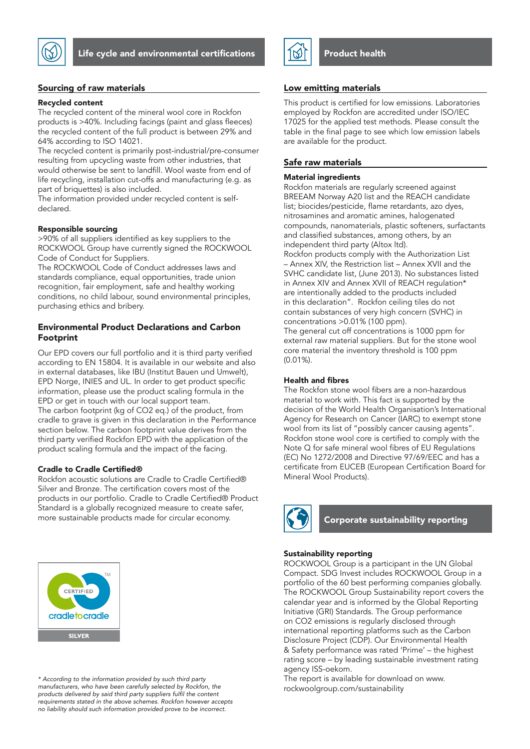## Life cycle and environmental certifications

### Sourcing of raw materials

**Recycled content**

The recycled content of the mineral wool core in Rockfon products is >40%. Including facings (paint and glass fleeces) the recycled content of the full product is between 29% and 64% according to ISO 14021.
The recycled content is primarily post-industrial/pre-consumer resulting from upcycling waste from other industries, that would otherwise be sent to landfill. Wool waste from end of life recycling, installation cut-offs and manufacturing (e.g. as part of briquettes) is also included.
The information provided under recycled content is self-declared.

**Responsible sourcing**

>90% of all suppliers identified as key suppliers to the ROCKWOOL Group have currently signed the ROCKWOOL Code of Conduct for Suppliers.
The ROCKWOOL Code of Conduct addresses laws and standards compliance, equal opportunities, trade union recognition, fair employment, safe and healthy working conditions, no child labour, sound environmental principles, purchasing ethics and bribery.

**Environmental Product Declarations and Carbon Footprint**

Our EPD covers our full portfolio and it is third party verified according to EN 15804. It is available in our website and also in external databases, like IBU (Institut Bauen und Umwelt), EPD Norge, INIES and UL. In order to get product specific information, please use the product scaling formula in the EPD or get in touch with our local support team.
The carbon footprint (kg of $CO_2$ eq.) of the product, from cradle to grave is given in this declaration in the Performance section below. The carbon footprint value derives from the third party verified Rockfon EPD with the application of the product scaling formula and the impact of the facing.

**Cradle to Cradle Certified®**

Rockfon acoustic solutions are Cradle to Cradle Certified® Silver and Bronze. The certification covers most of the products in our portfolio. Cradle to Cradle Certified® Product Standard is a globally recognized measure to create safer, more sustainable products made for circular economy.

CERTIFIED cradletocradle TM
SILVER

*\* According to the information provided by such third party manufacturers, who have been carefully selected by Rockfon, the products delivered by said third party suppliers fulfil the content requirements stated in the above schemes. Rockfon however accepts no liability should such information provided prove to be incorrect.*

## Product health

### Low emitting materials

This product is certified for low emissions. Laboratories employed by Rockfon are accredited under ISO/IEC 17025 for the applied test methods. Please consult the table in the final page to see which low emission labels are available for the product.

### Safe raw materials

**Material ingredients**

Rockfon materials are regularly screened against BREEAM Norway A20 list and the REACH candidate list; biocides/pesticide, flame retardants, azo dyes, nitrosamines and aromatic amines, halogenated compounds, nanomaterials, plastic softeners, surfactants and classified substances, among others, by an independent third party (Altox ltd).
Rockfon products comply with the Authorization List – Annex XIV, the Restriction list – Annex XVII and the SVHC candidate list, (June 2013). No substances listed in Annex XIV and Annex XVII of REACH regulation* are intentionally added to the products included in this declaration". Rockfon ceiling tiles do not contain substances of very high concern (SVHC) in concentrations >0.01% (100 ppm).
The general cut off concentrations is 1000 ppm for external raw material suppliers. But for the stone wool core material the inventory threshold is 100 ppm (0.01%).

**Health and fibres**

The Rockfon stone wool fibers are a non-hazardous material to work with. This fact is supported by the decision of the World Health Organisation's International Agency for Research on Cancer (IARC) to exempt stone wool from its list of "possibly cancer causing agents". Rockfon stone wool core is certified to comply with the Note Q for safe mineral wool fibres of EU Regulations (EC) No 1272/2008 and Directive 97/69/EEC and has a certificate from EUCEB (European Certification Board for Mineral Wool Products).

## Corporate sustainability reporting

**Sustainability reporting**

ROCKWOOL Group is a participant in the UN Global Compact. SDG Invest includes ROCKWOOL Group in a portfolio of the 60 best performing companies globally. The ROCKWOOL Group Sustainability report covers the calendar year and is informed by the Global Reporting Initiative (GRI) Standards. The Group performance on $CO_2$ emissions is regularly disclosed through international reporting platforms such as the Carbon Disclosure Project (CDP). Our Environmental Health & Safety performance was rated 'Prime' – the highest rating score – by leading sustainable investment rating agency ISS-oekom.
The report is available for download on www.rockwoolgroup.com/sustainability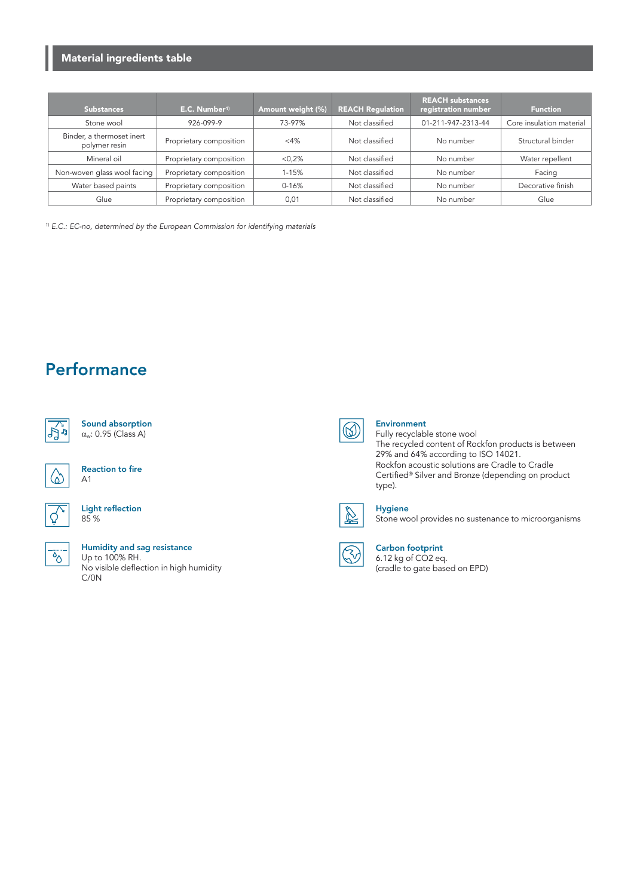## Material ingredients table

| Substances | E.C. Number[1] | Amount weight (%) | REACH Regulation | REACH substances registration number | Function |
|---|---|---|---|---|---|
| Stone wool | 926-099-9 | 73-97% | Not classified | 01-211-947-2313-44 | Core insulation material |
| Binder, a thermoset inert polymer resin | Proprietary composition | <4% | Not classified | No number | Structural binder |
| Mineral oil | Proprietary composition | <0,2% | Not classified | No number | Water repellent |
| Non-woven glass wool facing | Proprietary composition | 1-15% | Not classified | No number | Facing |
| Water based paints | Proprietary composition | 0-16% | Not classified | No number | Decorative finish |
| Glue | Proprietary composition | 0,01 | Not classified | No number | Glue |

[1] *E.C.: EC-no, determined by the European Commission for identifying materials*

# Performance

**Sound absorption**
$\alpha_w$: 0.95 (Class A)

**Reaction to fire**
A1

**Light reflection**
85 %

**Humidity and sag resistance**
Up to 100% RH.
No visible deflection in high humidity
C/0N

**Environment**
Fully recyclable stone wool
The recycled content of Rockfon products is between 29% and 64% according to ISO 14021.
Rockfon acoustic solutions are Cradle to Cradle Certified® Silver and Bronze (depending on product type).

**Hygiene**
Stone wool provides no sustenance to microorganisms

**Carbon footprint**
6.12 kg of $CO_2$ eq.
(cradle to gate based on EPD)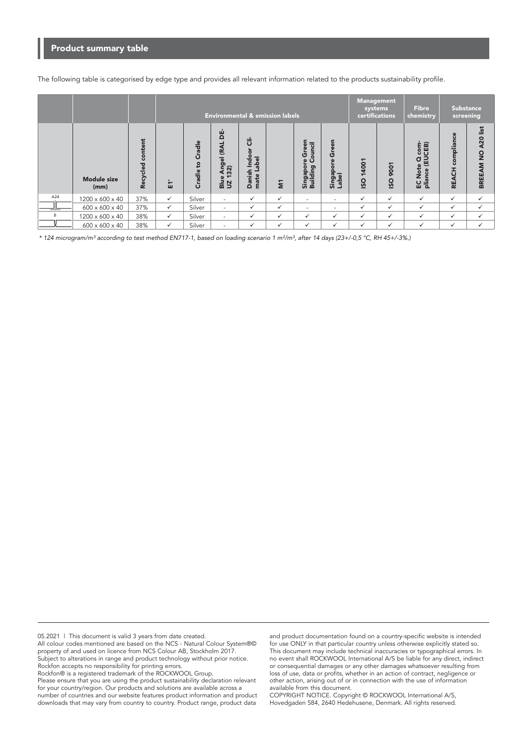## Product summary table

The following table is categorised by edge type and provides all relevant information related to the products sustainability profile.

| | | | Environmental & emission labels | | | | | | | Management systems certifications | | Fibre chemistry | Substance screening | |
|---|---|---|---|---|---|---|---|---|---|---|---|---|---|---|
| | Module size (mm) | Recycled content | E1* | Cradle to Cradle | Blue Angel (RAL DE-UZ 132) | Danish Indoor Climate Label | M1 | Singapore Green Building Council | Singapore Green Label | ISO 14001 | ISO 9001 | EC Note Q compliance (EUCEB) | REACH compliance | BREEAM NO A20 list |
| A24 | 1200 x 600 x 40 | 37% | ✓ | Silver | - | ✓ | ✓ | - | - | ✓ | ✓ | ✓ | ✓ | ✓ |
| | 600 x 600 x 40 | 37% | ✓ | Silver | - | ✓ | ✓ | - | - | ✓ | ✓ | ✓ | ✓ | ✓ |
| B | 1200 x 600 x 40 | 38% | ✓ | Silver | - | ✓ | ✓ | ✓ | ✓ | ✓ | ✓ | ✓ | ✓ | ✓ |
| | 600 x 600 x 40 | 38% | ✓ | Silver | - | ✓ | ✓ | ✓ | ✓ | ✓ | ✓ | ✓ | ✓ | ✓ |

*\* 124 microgram/m³ according to test method EN717-1, based on loading scenario 1 m²/m³, after 14 days (23+/-0,5 °C, RH 45+/-3%.)*

05.2021 | This document is valid 3 years from date created.
All colour codes mentioned are based on the NCS - Natural Colour System®© property of and used on licence from NCS Colour AB, Stockholm 2017.
Subject to alterations in range and product technology without prior notice.
Rockfon accepts no responsibility for printing errors.
Rockfon® is a registered trademark of the ROCKWOOL Group.
Please ensure that you are using the product sustainability declaration relevant for your country/region. Our products and solutions are available across a number of countries and our website features product information and product downloads that may vary from country to country. Product range, product data and product documentation found on a country-specific website is intended for use ONLY in that particular country unless otherwise explicitly stated so. This document may include technical inaccuracies or typographical errors. In no event shall ROCKWOOL International A/S be liable for any direct, indirect or consequential damages or any other damages whatsoever resulting from loss of use, data or profits, whether in an action of contract, negligence or other action, arising out of or in connection with the use of information available from this document.
COPYRIGHT NOTICE. Copyright © ROCKWOOL International A/S, Hovedgaden 584, 2640 Hedehusene, Denmark. All rights reserved.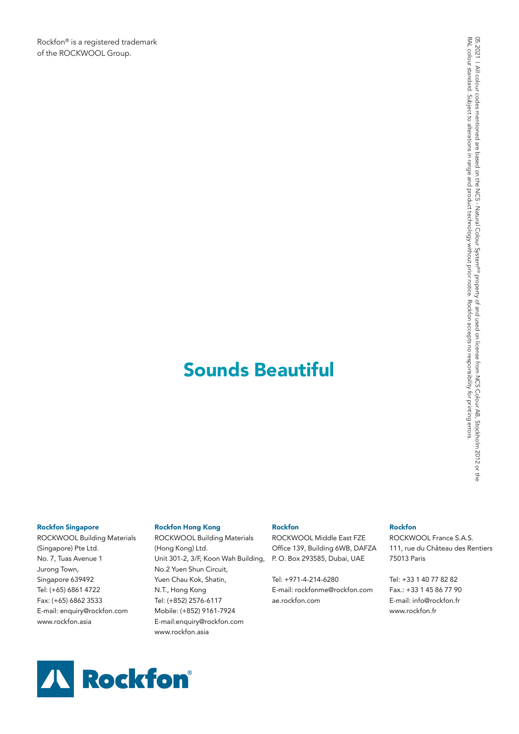Rockfon® is a registered trademark of the ROCKWOOL Group.

05.2021 | All colour codes mentioned are based on the NCS - Natural Colour System®© property of and used on license from NCS Colour AB, Stockholm 2012 or the RAL colour standard. Subject to alterations in range and product technology without prior notice. Rockfon accepts no responsibility for printing errors.

# Sounds Beautiful

**Rockfon Singapore**
ROCKWOOL Building Materials (Singapore) Pte Ltd.
No. 7, Tuas Avenue 1
Jurong Town,
Singapore 639492
Tel: (+65) 6861 4722
Fax: (+65) 6862 3533
E-mail: enquiry@rockfon.com
www.rockfon.asia

**Rockfon Hong Kong**
ROCKWOOL Building Materials (Hong Kong) Ltd.
Unit 301-2, 3/F, Koon Wah Building,
No.2 Yuen Shun Circuit,
Yuen Chau Kok, Shatin,
N.T., Hong Kong
Tel: (+852) 2576-6117
Mobile: (+852) 9161-7924
E-mail:enquiry@rockfon.com
www.rockfon.asia

**Rockfon**
ROCKWOOL Middle East FZE
Office 139, Building 6WB, DAFZA
P. O. Box 293585, Dubai, UAE

Tel: +971-4-214-6280
E-mail: rockfonme@rockfon.com
ae.rockfon.com

**Rockfon**
ROCKWOOL France S.A.S.
111, rue du Château des Rentiers
75013 Paris

Tel: +33 1 40 77 82 82
Fax.: +33 1 45 86 77 90
E-mail: info@rockfon.fr
www.rockfon.fr

Rockfon®